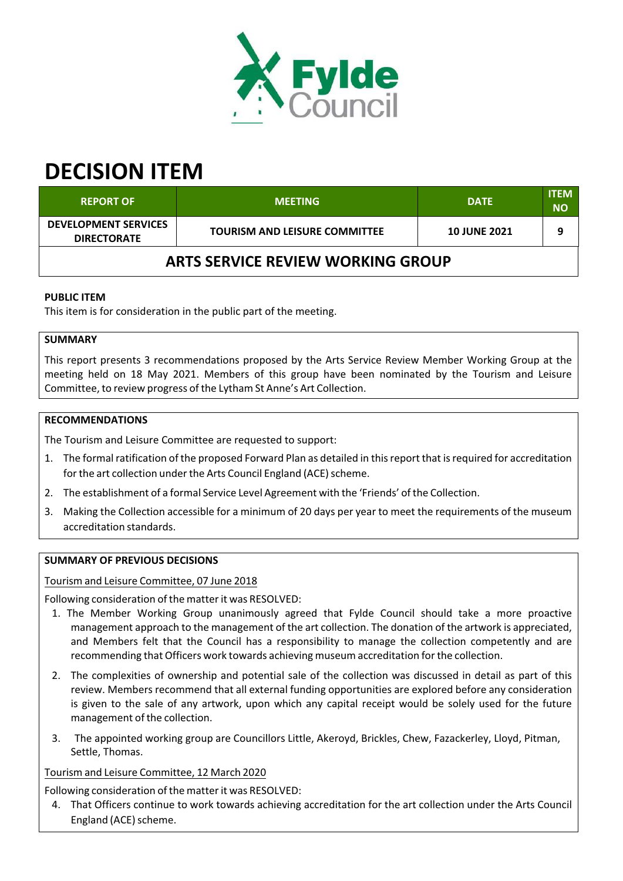# DECISION ITEM

| REPORT OF | MEETING | DATE | ITEM NO |
|---|---|---|---|
| DEVELOPMENT SERVICES DIRECTORATE | TOURISM AND LEISURE COMMITTEE | 10 JUNE 2021 | 9 |

## ARTS SERVICE REVIEW WORKING GROUP

**PUBLIC ITEM**

This item is for consideration in the public part of the meeting.

**SUMMARY**

This report presents 3 recommendations proposed by the Arts Service Review Member Working Group at the meeting held on 18 May 2021. Members of this group have been nominated by the Tourism and Leisure Committee, to review progress of the Lytham St Anne's Art Collection.

**RECOMMENDATIONS**

The Tourism and Leisure Committee are requested to support:

1. The formal ratification of the proposed Forward Plan as detailed in this report that is required for accreditation for the art collection under the Arts Council England (ACE) scheme.
2. The establishment of a formal Service Level Agreement with the 'Friends' of the Collection.
3. Making the Collection accessible for a minimum of 20 days per year to meet the requirements of the museum accreditation standards.

**SUMMARY OF PREVIOUS DECISIONS**

Tourism and Leisure Committee, 07 June 2018

Following consideration of the matter it was RESOLVED:

1. The Member Working Group unanimously agreed that Fylde Council should take a more proactive management approach to the management of the art collection. The donation of the artwork is appreciated, and Members felt that the Council has a responsibility to manage the collection competently and are recommending that Officers work towards achieving museum accreditation for the collection.
2. The complexities of ownership and potential sale of the collection was discussed in detail as part of this review. Members recommend that all external funding opportunities are explored before any consideration is given to the sale of any artwork, upon which any capital receipt would be solely used for the future management of the collection.
3. The appointed working group are Councillors Little, Akeroyd, Brickles, Chew, Fazackerley, Lloyd, Pitman, Settle, Thomas.

Tourism and Leisure Committee, 12 March 2020

Following consideration of the matter it was RESOLVED:

4. That Officers continue to work towards achieving accreditation for the art collection under the Arts Council England (ACE) scheme.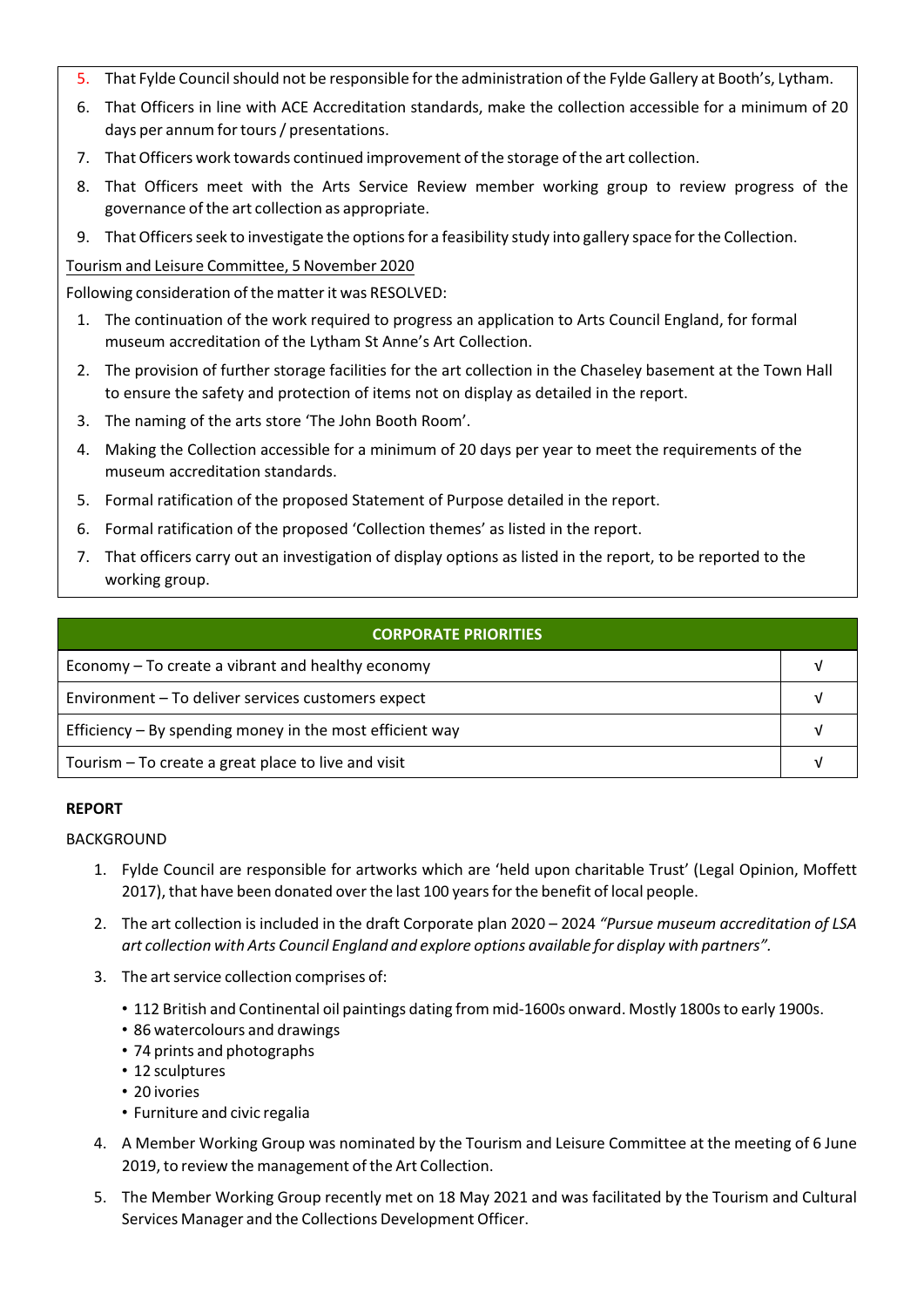5. That Fylde Council should not be responsible for the administration of the Fylde Gallery at Booth's, Lytham.
6. That Officers in line with ACE Accreditation standards, make the collection accessible for a minimum of 20 days per annum for tours / presentations.
7. That Officers work towards continued improvement of the storage of the art collection.
8. That Officers meet with the Arts Service Review member working group to review progress of the governance of the art collection as appropriate.
9. That Officers seek to investigate the options for a feasibility study into gallery space for the Collection.

Tourism and Leisure Committee, 5 November 2020

Following consideration of the matter it was RESOLVED:

1. The continuation of the work required to progress an application to Arts Council England, for formal museum accreditation of the Lytham St Anne's Art Collection.
2. The provision of further storage facilities for the art collection in the Chaseley basement at the Town Hall to ensure the safety and protection of items not on display as detailed in the report.
3. The naming of the arts store 'The John Booth Room'.
4. Making the Collection accessible for a minimum of 20 days per year to meet the requirements of the museum accreditation standards.
5. Formal ratification of the proposed Statement of Purpose detailed in the report.
6. Formal ratification of the proposed 'Collection themes' as listed in the report.
7. That officers carry out an investigation of display options as listed in the report, to be reported to the working group.

| CORPORATE PRIORITIES | |
|---|---|
| Economy – To create a vibrant and healthy economy | √ |
| Environment – To deliver services customers expect | √ |
| Efficiency – By spending money in the most efficient way | √ |
| Tourism – To create a great place to live and visit | √ |

**REPORT**

BACKGROUND

1. Fylde Council are responsible for artworks which are 'held upon charitable Trust' (Legal Opinion, Moffett 2017), that have been donated over the last 100 years for the benefit of local people.
2. The art collection is included in the draft Corporate plan 2020 – 2024 *"Pursue museum accreditation of LSA art collection with Arts Council England and explore options available for display with partners".*
3. The art service collection comprises of:
   - 112 British and Continental oil paintings dating from mid-1600s onward. Mostly 1800s to early 1900s.
   - 86 watercolours and drawings
   - 74 prints and photographs
   - 12 sculptures
   - 20 ivories
   - Furniture and civic regalia
4. A Member Working Group was nominated by the Tourism and Leisure Committee at the meeting of 6 June 2019, to review the management of the Art Collection.
5. The Member Working Group recently met on 18 May 2021 and was facilitated by the Tourism and Cultural Services Manager and the Collections Development Officer.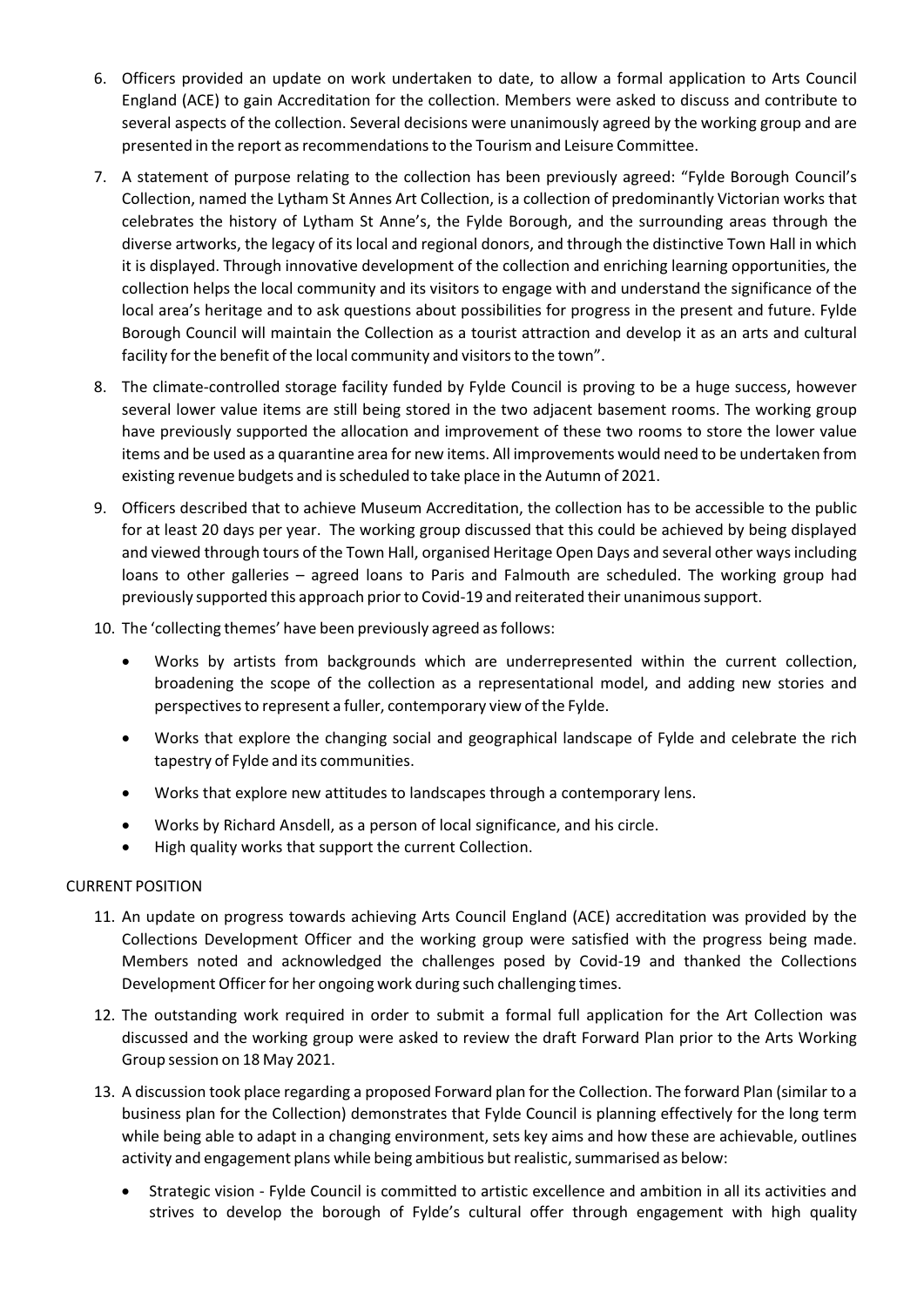6. Officers provided an update on work undertaken to date, to allow a formal application to Arts Council England (ACE) to gain Accreditation for the collection. Members were asked to discuss and contribute to several aspects of the collection. Several decisions were unanimously agreed by the working group and are presented in the report as recommendations to the Tourism and Leisure Committee.

7. A statement of purpose relating to the collection has been previously agreed: "Fylde Borough Council's Collection, named the Lytham St Annes Art Collection, is a collection of predominantly Victorian works that celebrates the history of Lytham St Anne's, the Fylde Borough, and the surrounding areas through the diverse artworks, the legacy of its local and regional donors, and through the distinctive Town Hall in which it is displayed. Through innovative development of the collection and enriching learning opportunities, the collection helps the local community and its visitors to engage with and understand the significance of the local area's heritage and to ask questions about possibilities for progress in the present and future. Fylde Borough Council will maintain the Collection as a tourist attraction and develop it as an arts and cultural facility for the benefit of the local community and visitors to the town".

8. The climate-controlled storage facility funded by Fylde Council is proving to be a huge success, however several lower value items are still being stored in the two adjacent basement rooms. The working group have previously supported the allocation and improvement of these two rooms to store the lower value items and be used as a quarantine area for new items. All improvements would need to be undertaken from existing revenue budgets and is scheduled to take place in the Autumn of 2021.

9. Officers described that to achieve Museum Accreditation, the collection has to be accessible to the public for at least 20 days per year. The working group discussed that this could be achieved by being displayed and viewed through tours of the Town Hall, organised Heritage Open Days and several other ways including loans to other galleries – agreed loans to Paris and Falmouth are scheduled. The working group had previously supported this approach prior to Covid-19 and reiterated their unanimous support.

10. The 'collecting themes' have been previously agreed as follows:

    - Works by artists from backgrounds which are underrepresented within the current collection, broadening the scope of the collection as a representational model, and adding new stories and perspectives to represent a fuller, contemporary view of the Fylde.
    - Works that explore the changing social and geographical landscape of Fylde and celebrate the rich tapestry of Fylde and its communities.
    - Works that explore new attitudes to landscapes through a contemporary lens.
    - Works by Richard Ansdell, as a person of local significance, and his circle.
    - High quality works that support the current Collection.

CURRENT POSITION

11. An update on progress towards achieving Arts Council England (ACE) accreditation was provided by the Collections Development Officer and the working group were satisfied with the progress being made. Members noted and acknowledged the challenges posed by Covid-19 and thanked the Collections Development Officer for her ongoing work during such challenging times.

12. The outstanding work required in order to submit a formal full application for the Art Collection was discussed and the working group were asked to review the draft Forward Plan prior to the Arts Working Group session on 18 May 2021.

13. A discussion took place regarding a proposed Forward plan for the Collection. The forward Plan (similar to a business plan for the Collection) demonstrates that Fylde Council is planning effectively for the long term while being able to adapt in a changing environment, sets key aims and how these are achievable, outlines activity and engagement plans while being ambitious but realistic, summarised as below:

    - Strategic vision - Fylde Council is committed to artistic excellence and ambition in all its activities and strives to develop the borough of Fylde's cultural offer through engagement with high quality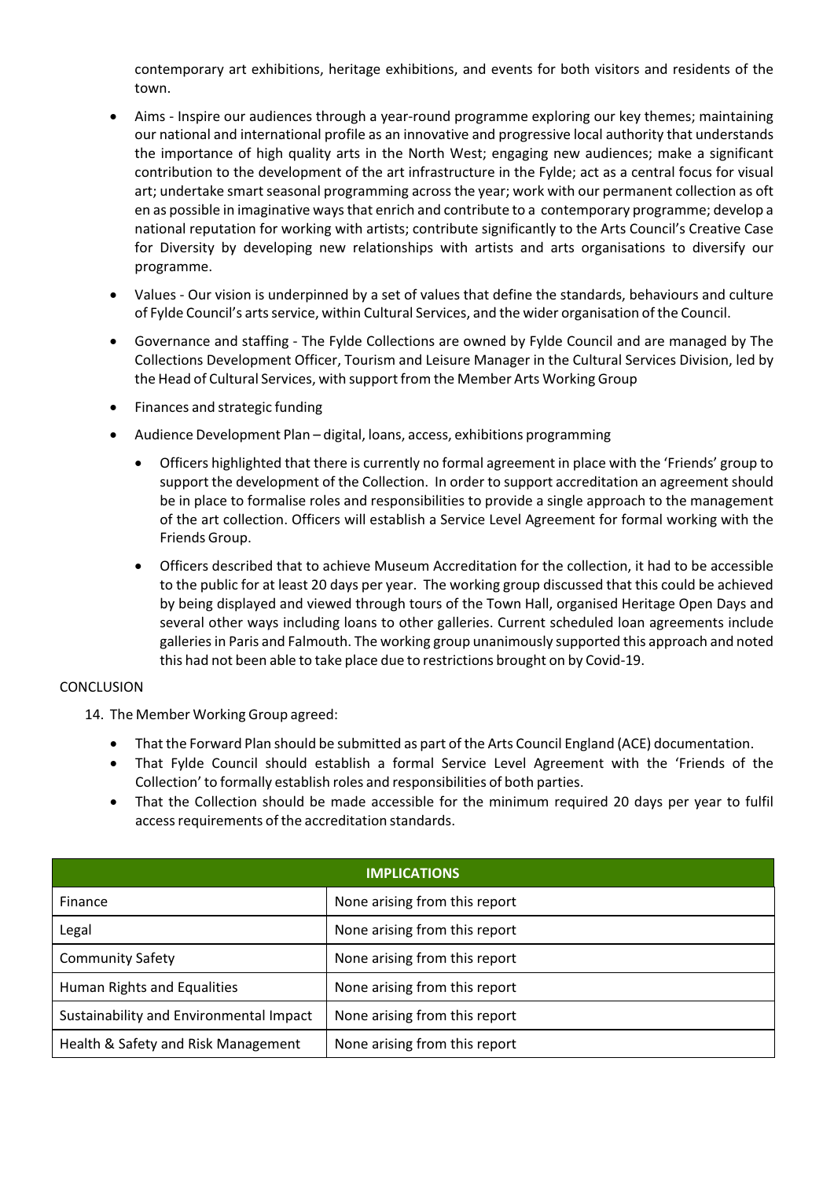contemporary art exhibitions, heritage exhibitions, and events for both visitors and residents of the town.

- Aims - Inspire our audiences through a year-round programme exploring our key themes; maintaining our national and international profile as an innovative and progressive local authority that understands the importance of high quality arts in the North West; engaging new audiences; make a significant contribution to the development of the art infrastructure in the Fylde; act as a central focus for visual art; undertake smart seasonal programming across the year; work with our permanent collection as oft en as possible in imaginative ways that enrich and contribute to a contemporary programme; develop a national reputation for working with artists; contribute significantly to the Arts Council's Creative Case for Diversity by developing new relationships with artists and arts organisations to diversify our programme.
- Values - Our vision is underpinned by a set of values that define the standards, behaviours and culture of Fylde Council's arts service, within Cultural Services, and the wider organisation of the Council.
- Governance and staffing - The Fylde Collections are owned by Fylde Council and are managed by The Collections Development Officer, Tourism and Leisure Manager in the Cultural Services Division, led by the Head of Cultural Services, with support from the Member Arts Working Group
- Finances and strategic funding
- Audience Development Plan – digital, loans, access, exhibitions programming
  - Officers highlighted that there is currently no formal agreement in place with the 'Friends' group to support the development of the Collection. In order to support accreditation an agreement should be in place to formalise roles and responsibilities to provide a single approach to the management of the art collection. Officers will establish a Service Level Agreement for formal working with the Friends Group.
  - Officers described that to achieve Museum Accreditation for the collection, it had to be accessible to the public for at least 20 days per year. The working group discussed that this could be achieved by being displayed and viewed through tours of the Town Hall, organised Heritage Open Days and several other ways including loans to other galleries. Current scheduled loan agreements include galleries in Paris and Falmouth. The working group unanimously supported this approach and noted this had not been able to take place due to restrictions brought on by Covid-19.

CONCLUSION

14. The Member Working Group agreed:

- That the Forward Plan should be submitted as part of the Arts Council England (ACE) documentation.
- That Fylde Council should establish a formal Service Level Agreement with the 'Friends of the Collection' to formally establish roles and responsibilities of both parties.
- That the Collection should be made accessible for the minimum required 20 days per year to fulfil access requirements of the accreditation standards.

| IMPLICATIONS | |
|---|---|
| Finance | None arising from this report |
| Legal | None arising from this report |
| Community Safety | None arising from this report |
| Human Rights and Equalities | None arising from this report |
| Sustainability and Environmental Impact | None arising from this report |
| Health & Safety and Risk Management | None arising from this report |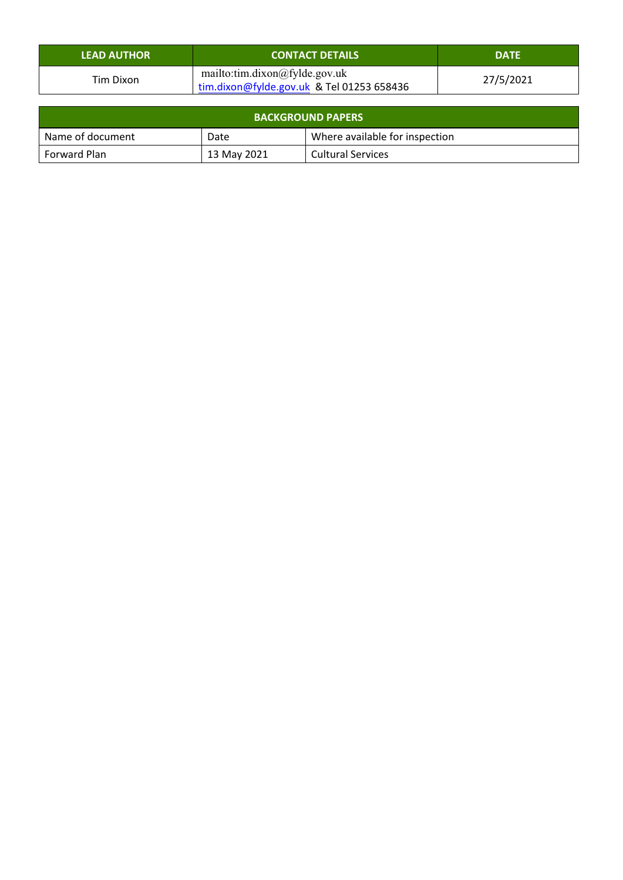| LEAD AUTHOR | CONTACT DETAILS | DATE |
|---|---|---|
| Tim Dixon | mailto:tim.dixon@fylde.gov.uk tim.dixon@fylde.gov.uk & Tel 01253 658436 | 27/5/2021 |

| BACKGROUND PAPERS | | |
|---|---|---|
| Name of document | Date | Where available for inspection |
| Forward Plan | 13 May 2021 | Cultural Services |